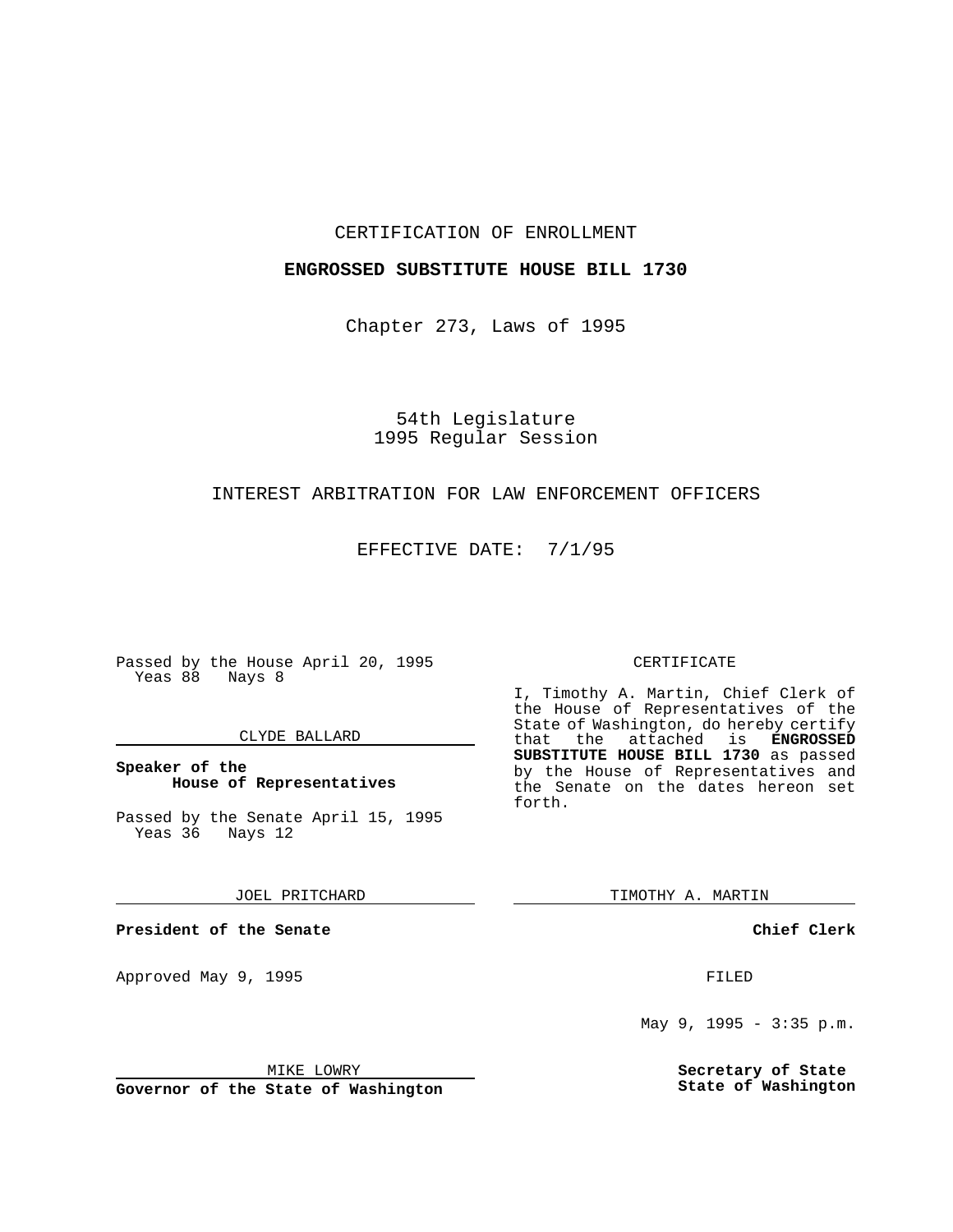CERTIFICATION OF ENROLLMENT

**ENGROSSED SUBSTITUTE HOUSE BILL 1730**

Chapter 273, Laws of 1995

54th Legislature
1995 Regular Session

INTEREST ARBITRATION FOR LAW ENFORCEMENT OFFICERS

EFFECTIVE DATE: 7/1/95

Passed by the House April 20, 1995
Yeas 88 Nays 8

CLYDE BALLARD

**Speaker of the House of Representatives**

Passed by the Senate April 15, 1995
Yeas 36 Nays 12

JOEL PRITCHARD

**President of the Senate**

Approved May 9, 1995

MIKE LOWRY

**Governor of the State of Washington**

CERTIFICATE

I, Timothy A. Martin, Chief Clerk of the House of Representatives of the State of Washington, do hereby certify that the attached is **ENGROSSED SUBSTITUTE HOUSE BILL 1730** as passed by the House of Representatives and the Senate on the dates hereon set forth.

TIMOTHY A. MARTIN

**Chief Clerk**

FILED

May 9, 1995 - 3:35 p.m.

**Secretary of State
State of Washington**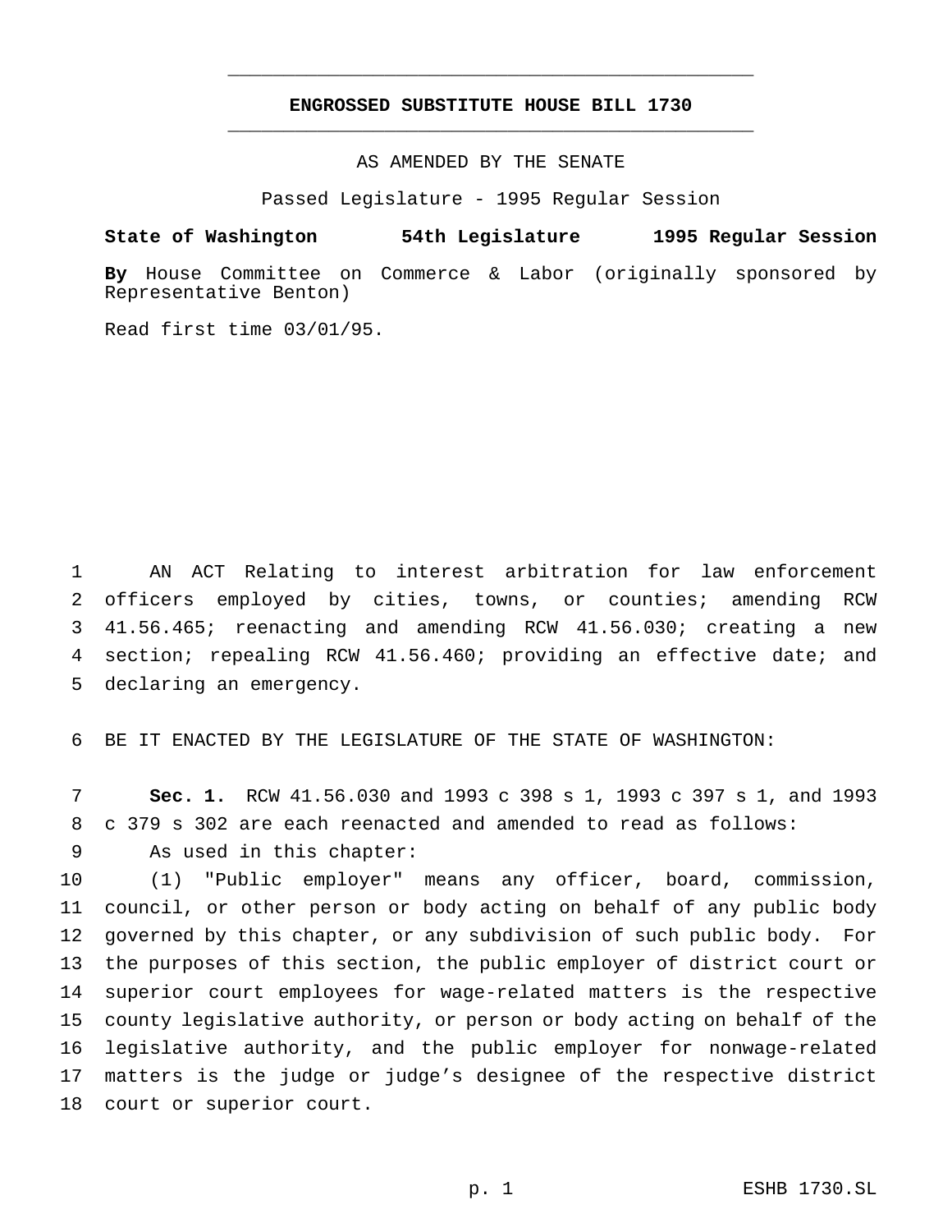# ENGROSSED SUBSTITUTE HOUSE BILL 1730

AS AMENDED BY THE SENATE

Passed Legislature - 1995 Regular Session

**State of Washington 54th Legislature 1995 Regular Session**

**By** House Committee on Commerce & Labor (originally sponsored by Representative Benton)

Read first time 03/01/95.

AN ACT Relating to interest arbitration for law enforcement officers employed by cities, towns, or counties; amending RCW 41.56.465; reenacting and amending RCW 41.56.030; creating a new section; repealing RCW 41.56.460; providing an effective date; and declaring an emergency.

BE IT ENACTED BY THE LEGISLATURE OF THE STATE OF WASHINGTON:

**Sec. 1.** RCW 41.56.030 and 1993 c 398 s 1, 1993 c 397 s 1, and 1993 c 379 s 302 are each reenacted and amended to read as follows:

As used in this chapter:

(1) "Public employer" means any officer, board, commission, council, or other person or body acting on behalf of any public body governed by this chapter, or any subdivision of such public body. For the purposes of this section, the public employer of district court or superior court employees for wage-related matters is the respective county legislative authority, or person or body acting on behalf of the legislative authority, and the public employer for nonwage-related matters is the judge or judge's designee of the respective district court or superior court.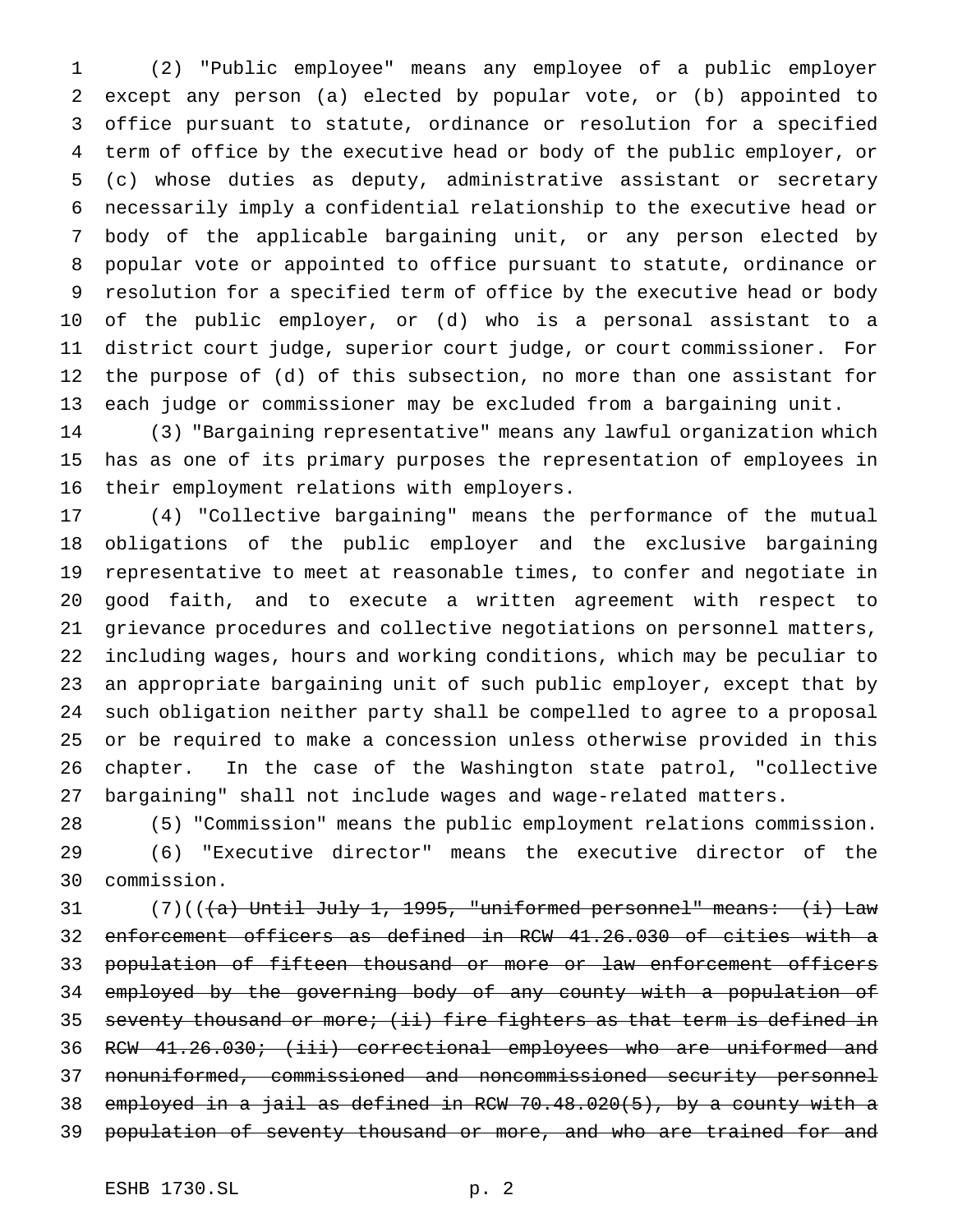(2) "Public employee" means any employee of a public employer except any person (a) elected by popular vote, or (b) appointed to office pursuant to statute, ordinance or resolution for a specified term of office by the executive head or body of the public employer, or (c) whose duties as deputy, administrative assistant or secretary necessarily imply a confidential relationship to the executive head or body of the applicable bargaining unit, or any person elected by popular vote or appointed to office pursuant to statute, ordinance or resolution for a specified term of office by the executive head or body of the public employer, or (d) who is a personal assistant to a district court judge, superior court judge, or court commissioner. For the purpose of (d) of this subsection, no more than one assistant for each judge or commissioner may be excluded from a bargaining unit.

(3) "Bargaining representative" means any lawful organization which has as one of its primary purposes the representation of employees in their employment relations with employers.

(4) "Collective bargaining" means the performance of the mutual obligations of the public employer and the exclusive bargaining representative to meet at reasonable times, to confer and negotiate in good faith, and to execute a written agreement with respect to grievance procedures and collective negotiations on personnel matters, including wages, hours and working conditions, which may be peculiar to an appropriate bargaining unit of such public employer, except that by such obligation neither party shall be compelled to agree to a proposal or be required to make a concession unless otherwise provided in this chapter. In the case of the Washington state patrol, "collective bargaining" shall not include wages and wage-related matters.

(5) "Commission" means the public employment relations commission.

(6) "Executive director" means the executive director of the commission.

(7)((~~(a) Until July 1, 1995, "uniformed personnel" means: (i) Law enforcement officers as defined in RCW 41.26.030 of cities with a population of fifteen thousand or more or law enforcement officers employed by the governing body of any county with a population of seventy thousand or more; (ii) fire fighters as that term is defined in RCW 41.26.030; (iii) correctional employees who are uniformed and nonuniformed, commissioned and noncommissioned security personnel employed in a jail as defined in RCW 70.48.020(5), by a county with a population of seventy thousand or more, and who are trained for and~~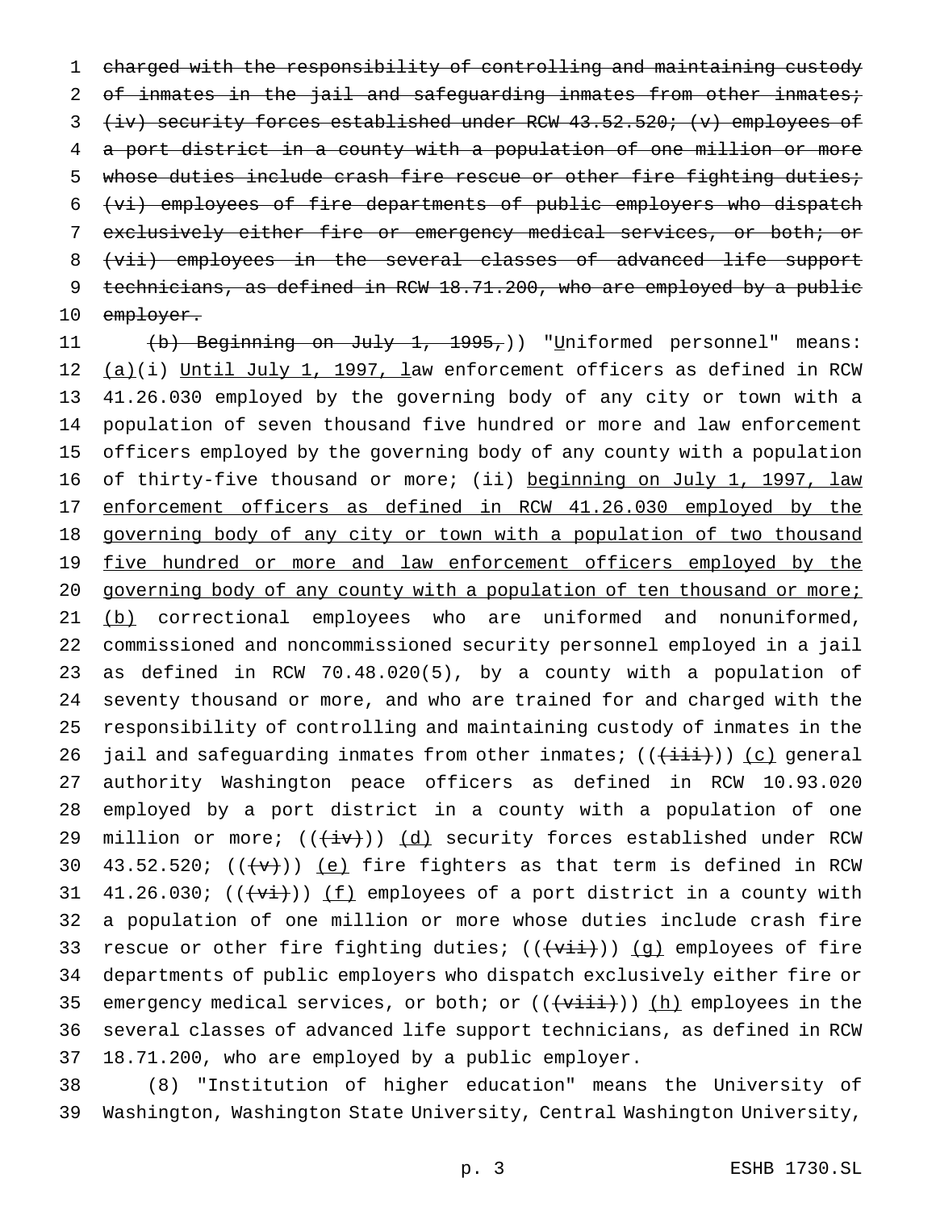~~charged with the responsibility of controlling and maintaining custody of inmates in the jail and safeguarding inmates from other inmates; (iv) security forces established under RCW 43.52.520; (v) employees of a port district in a county with a population of one million or more whose duties include crash fire rescue or other fire fighting duties; (vi) employees of fire departments of public employers who dispatch exclusively either fire or emergency medical services, or both; or (vii) employees in the several classes of advanced life support technicians, as defined in RCW 18.71.200, who are employed by a public employer.~~

~~(b) Beginning on July 1, 1995,~~)) "Uniformed personnel" means: (a)(i) Until July 1, 1997, law enforcement officers as defined in RCW 41.26.030 employed by the governing body of any city or town with a population of seven thousand five hundred or more and law enforcement officers employed by the governing body of any county with a population of thirty-five thousand or more; (ii) beginning on July 1, 1997, law enforcement officers as defined in RCW 41.26.030 employed by the governing body of any city or town with a population of two thousand five hundred or more and law enforcement officers employed by the governing body of any county with a population of ten thousand or more; (b) correctional employees who are uniformed and nonuniformed, commissioned and noncommissioned security personnel employed in a jail as defined in RCW 70.48.020(5), by a county with a population of seventy thousand or more, and who are trained for and charged with the responsibility of controlling and maintaining custody of inmates in the jail and safeguarding inmates from other inmates; ((~~(iii)~~)) (c) general authority Washington peace officers as defined in RCW 10.93.020 employed by a port district in a county with a population of one million or more; ((~~(iv)~~)) (d) security forces established under RCW 43.52.520; ((~~(v)~~)) (e) fire fighters as that term is defined in RCW 41.26.030; ((~~(vi)~~)) (f) employees of a port district in a county with a population of one million or more whose duties include crash fire rescue or other fire fighting duties; ((~~(vii)~~)) (g) employees of fire departments of public employers who dispatch exclusively either fire or emergency medical services, or both; or ((~~(viii)~~)) (h) employees in the several classes of advanced life support technicians, as defined in RCW 18.71.200, who are employed by a public employer.

(8) "Institution of higher education" means the University of Washington, Washington State University, Central Washington University,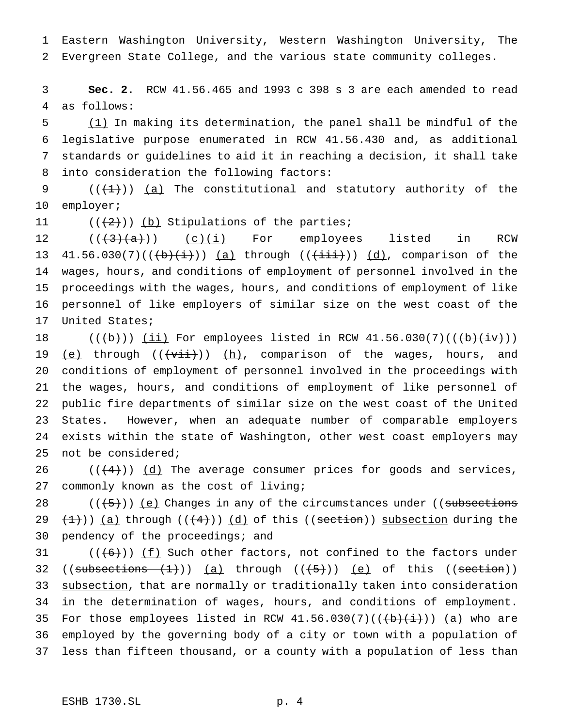Eastern Washington University, Western Washington University, The Evergreen State College, and the various state community colleges.

**Sec. 2.** RCW 41.56.465 and 1993 c 398 s 3 are each amended to read as follows:

(1) In making its determination, the panel shall be mindful of the legislative purpose enumerated in RCW 41.56.430 and, as additional standards or guidelines to aid it in reaching a decision, it shall take into consideration the following factors:

(((1))) (a) The constitutional and statutory authority of the employer;

(((2))) (b) Stipulations of the parties;

(((3)(a))) (c)(i) For employees listed in RCW 41.56.030(7)(((b)(i))) (a) through (((iii))) (d), comparison of the wages, hours, and conditions of employment of personnel involved in the proceedings with the wages, hours, and conditions of employment of like personnel of like employers of similar size on the west coast of the United States;

(((b))) (ii) For employees listed in RCW 41.56.030(7)(((b)(iv))) (e) through (((vii))) (h), comparison of the wages, hours, and conditions of employment of personnel involved in the proceedings with the wages, hours, and conditions of employment of like personnel of public fire departments of similar size on the west coast of the United States. However, when an adequate number of comparable employers exists within the state of Washington, other west coast employers may not be considered;

(((4))) (d) The average consumer prices for goods and services, commonly known as the cost of living;

(((5))) (e) Changes in any of the circumstances under ((subsections (1))) (a) through (((4))) (d) of this ((section)) subsection during the pendency of the proceedings; and

(((6))) (f) Such other factors, not confined to the factors under ((subsections (1))) (a) through (((5))) (e) of this ((section)) subsection, that are normally or traditionally taken into consideration in the determination of wages, hours, and conditions of employment. For those employees listed in RCW 41.56.030(7)(((b)(i))) (a) who are employed by the governing body of a city or town with a population of less than fifteen thousand, or a county with a population of less than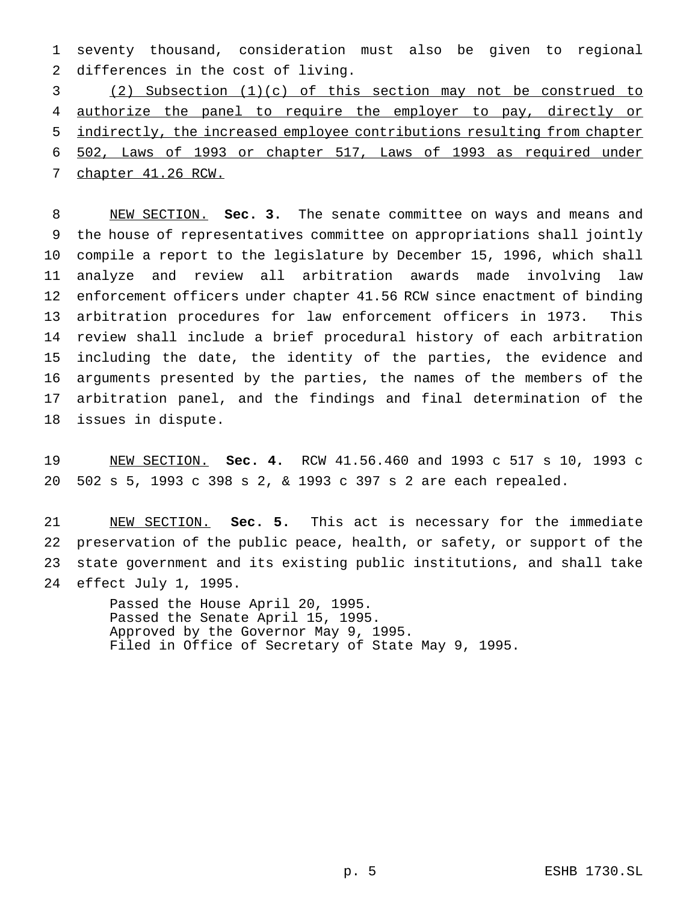seventy thousand, consideration must also be given to regional differences in the cost of living.

(2) Subsection (1)(c) of this section may not be construed to authorize the panel to require the employer to pay, directly or indirectly, the increased employee contributions resulting from chapter 502, Laws of 1993 or chapter 517, Laws of 1993 as required under chapter 41.26 RCW.

NEW SECTION. **Sec. 3.** The senate committee on ways and means and the house of representatives committee on appropriations shall jointly compile a report to the legislature by December 15, 1996, which shall analyze and review all arbitration awards made involving law enforcement officers under chapter 41.56 RCW since enactment of binding arbitration procedures for law enforcement officers in 1973. This review shall include a brief procedural history of each arbitration including the date, the identity of the parties, the evidence and arguments presented by the parties, the names of the members of the arbitration panel, and the findings and final determination of the issues in dispute.

NEW SECTION. **Sec. 4.** RCW 41.56.460 and 1993 c 517 s 10, 1993 c 502 s 5, 1993 c 398 s 2, & 1993 c 397 s 2 are each repealed.

NEW SECTION. **Sec. 5.** This act is necessary for the immediate preservation of the public peace, health, or safety, or support of the state government and its existing public institutions, and shall take effect July 1, 1995.

Passed the House April 20, 1995.
Passed the Senate April 15, 1995.
Approved by the Governor May 9, 1995.
Filed in Office of Secretary of State May 9, 1995.